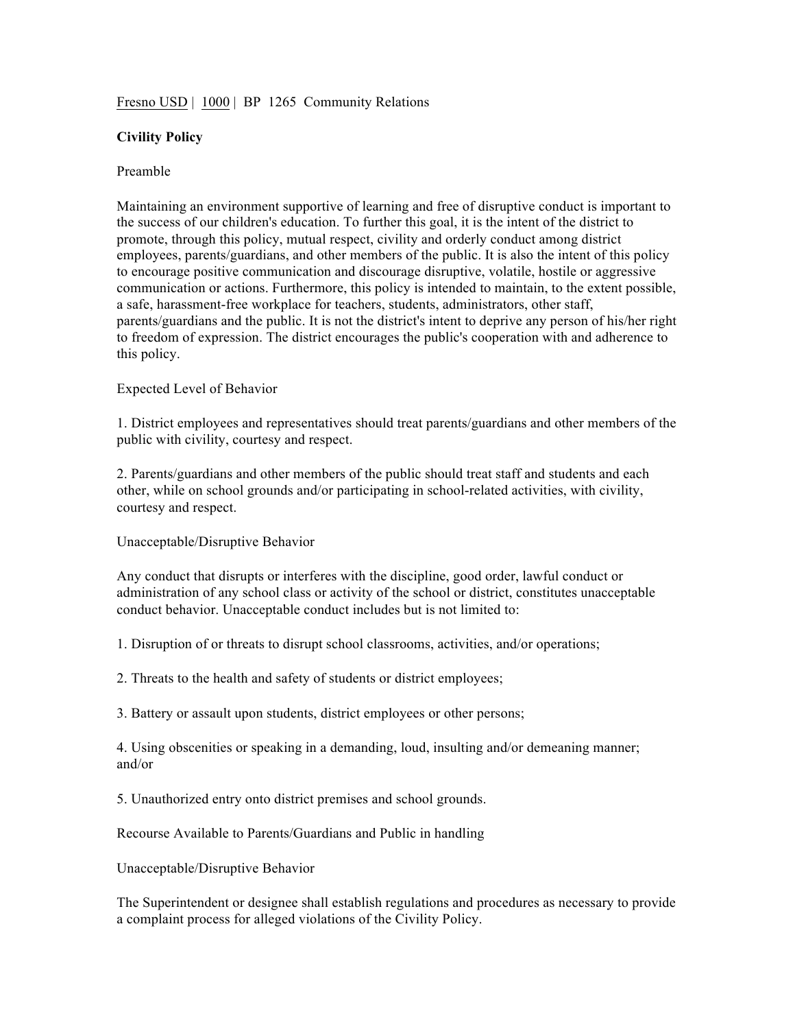Fresno USD | 1000 | BP 1265 Community Relations

**Civility Policy**

Preamble

Maintaining an environment supportive of learning and free of disruptive conduct is important to the success of our children's education. To further this goal, it is the intent of the district to promote, through this policy, mutual respect, civility and orderly conduct among district employees, parents/guardians, and other members of the public. It is also the intent of this policy to encourage positive communication and discourage disruptive, volatile, hostile or aggressive communication or actions. Furthermore, this policy is intended to maintain, to the extent possible, a safe, harassment-free workplace for teachers, students, administrators, other staff, parents/guardians and the public. It is not the district's intent to deprive any person of his/her right to freedom of expression. The district encourages the public's cooperation with and adherence to this policy.

Expected Level of Behavior

1. District employees and representatives should treat parents/guardians and other members of the public with civility, courtesy and respect.

2. Parents/guardians and other members of the public should treat staff and students and each other, while on school grounds and/or participating in school-related activities, with civility, courtesy and respect.

Unacceptable/Disruptive Behavior

Any conduct that disrupts or interferes with the discipline, good order, lawful conduct or administration of any school class or activity of the school or district, constitutes unacceptable conduct behavior. Unacceptable conduct includes but is not limited to:

1. Disruption of or threats to disrupt school classrooms, activities, and/or operations;

2. Threats to the health and safety of students or district employees;

3. Battery or assault upon students, district employees or other persons;

4. Using obscenities or speaking in a demanding, loud, insulting and/or demeaning manner; and/or

5. Unauthorized entry onto district premises and school grounds.

Recourse Available to Parents/Guardians and Public in handling

Unacceptable/Disruptive Behavior

The Superintendent or designee shall establish regulations and procedures as necessary to provide a complaint process for alleged violations of the Civility Policy.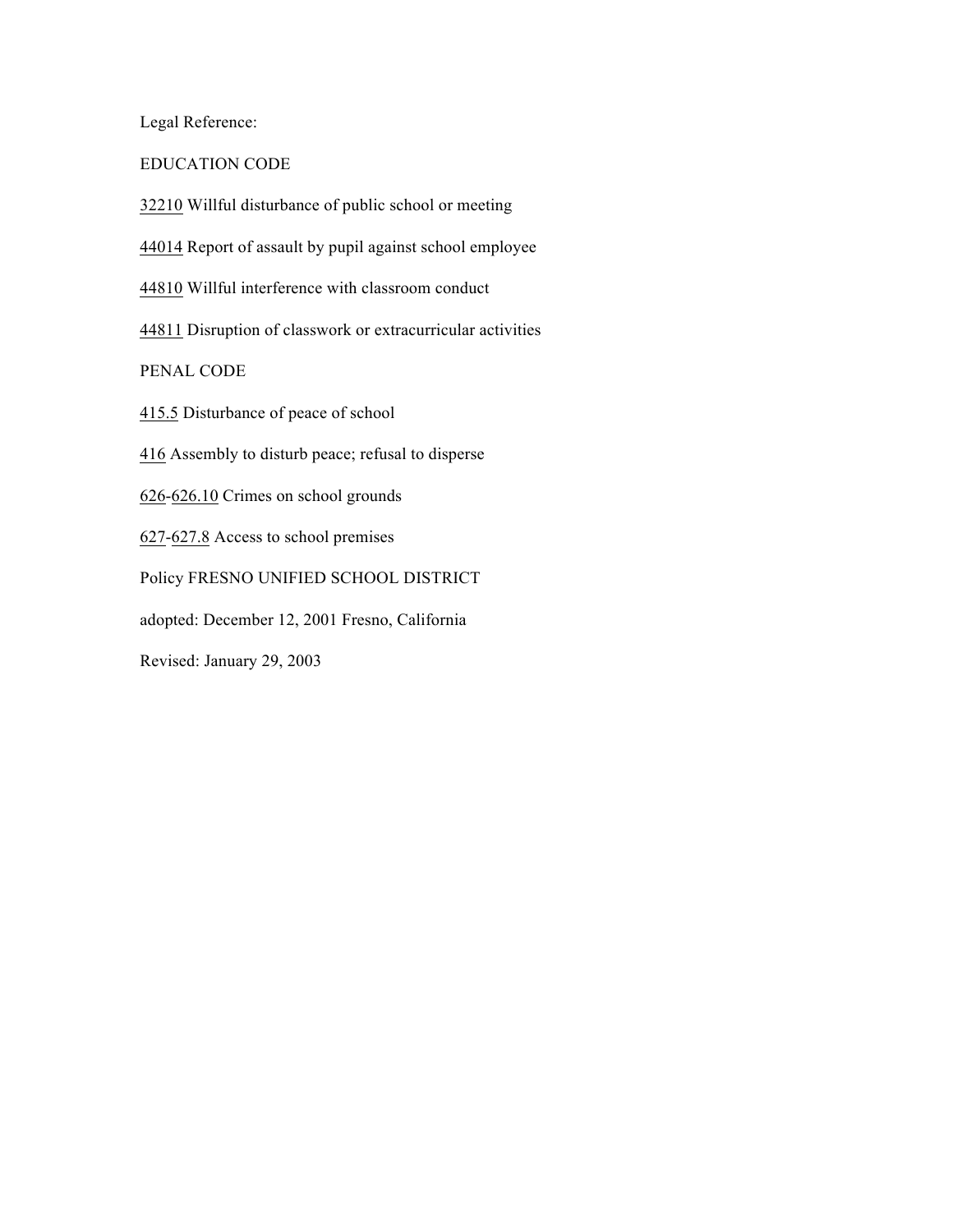Legal Reference:

EDUCATION CODE

32210 Willful disturbance of public school or meeting

44014 Report of assault by pupil against school employee

44810 Willful interference with classroom conduct

44811 Disruption of classwork or extracurricular activities

PENAL CODE

415.5 Disturbance of peace of school

416 Assembly to disturb peace; refusal to disperse

626-626.10 Crimes on school grounds

627-627.8 Access to school premises

Policy FRESNO UNIFIED SCHOOL DISTRICT

adopted: December 12, 2001 Fresno, California

Revised: January 29, 2003